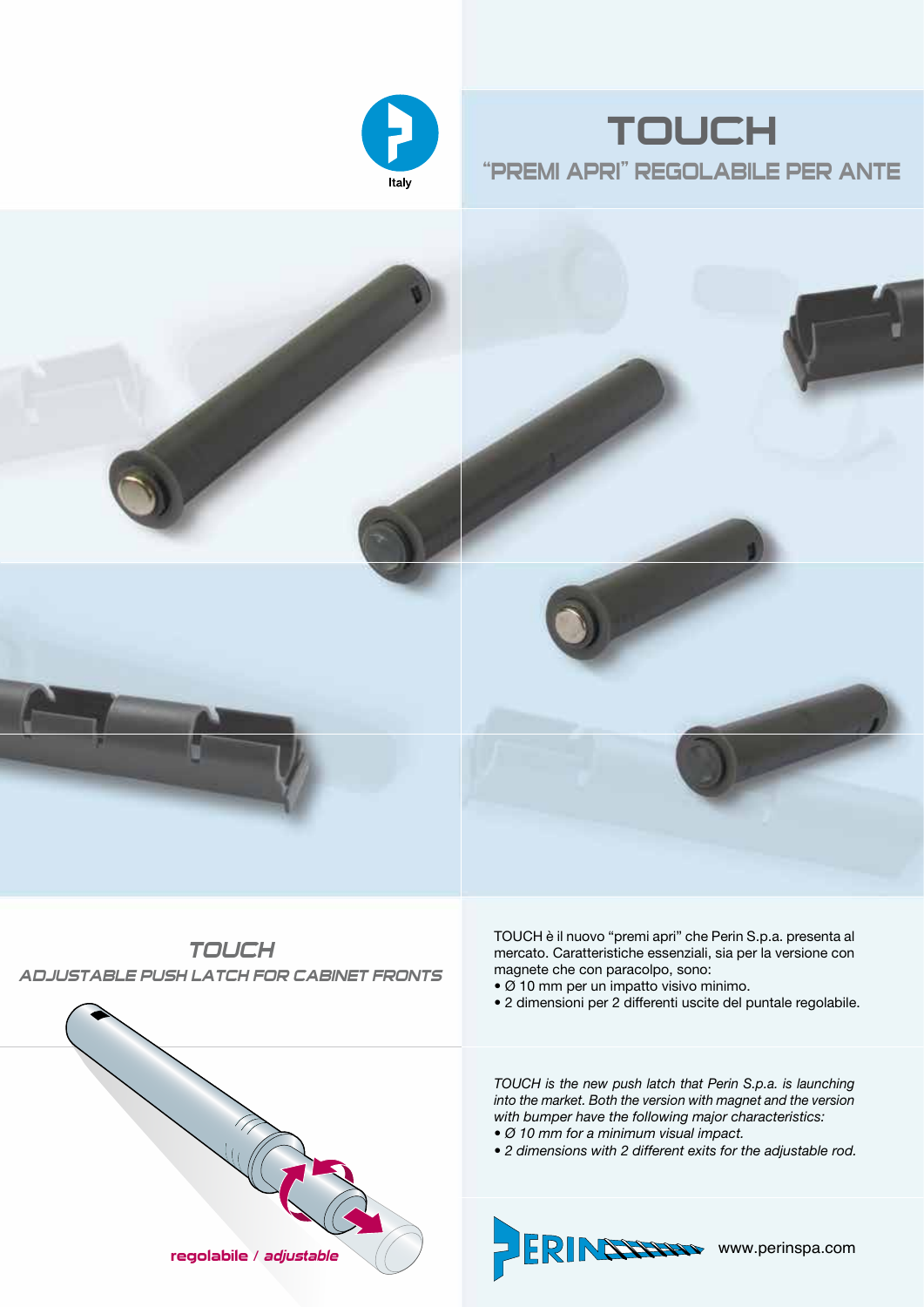Italy

# TOUCH

## "PREMI APRI" REGOLABILE PER ANTE

## *TOUCH*

### *ADJUSTABLE PUSH LATCH FOR CABINET FRONTS*

TOUCH è il nuovo "premi apri" che Perin S.p.a. presenta al mercato. Caratteristiche essenziali, sia per la versione con magnete che con paracolpo, sono:

- Ø 10 mm per un impatto visivo minimo.
- 2 dimensioni per 2 differenti uscite del puntale regolabile.

*TOUCH is the new push latch that Perin S.p.a. is launching into the market. Both the version with magnet and the version with bumper have the following major characteristics:*

- *Ø 10 mm for a minimum visual impact.*
- *2 dimensions with 2 different exits for the adjustable rod.*

**regolabile** / ***adjustable***

PERIN

www.perinspa.com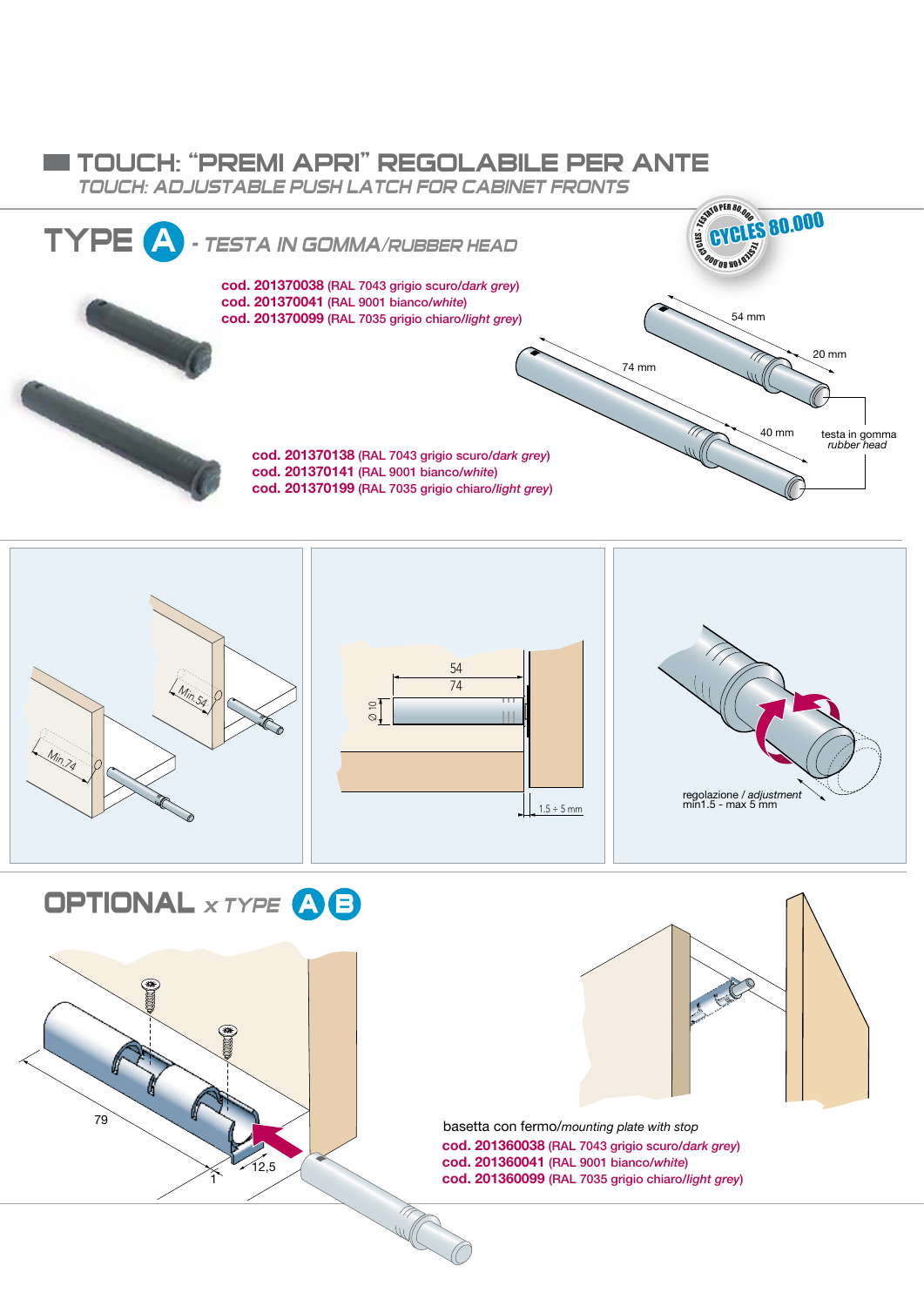## TOUCH: "PREMI APRI" REGOLABILE PER ANTE

*TOUCH: ADJUSTABLE PUSH LATCH FOR CABINET FRONTS*

## TYPE A - *TESTA IN GOMMA/RUBBER HEAD*

TESTATO PER 80.000 CYCLES - TESTED FOR 80.000 CYCLES

CYCLES 80.000

**cod. 201370038** (RAL 7043 grigio scuro/*dark grey*)
**cod. 201370041** (RAL 9001 bianco/*white*)
**cod. 201370099** (RAL 7035 grigio chiaro/*light grey*)

**cod. 201370138** (RAL 7043 grigio scuro/*dark grey*)
**cod. 201370141** (RAL 9001 bianco/*white*)
**cod. 201370199** (RAL 7035 grigio chiaro/*light grey*)

54 mm
20 mm
74 mm
40 mm
testa in gomma
*rubber head*

Min.54
Min.74

54
74
Ø 10
1.5 ÷ 5 mm

regolazione / *adjustment*
min1.5 - max 5 mm

## OPTIONAL x TYPE A B

79
12,5
1

basetta con fermo/*mounting plate with stop*

**cod. 201360038** (RAL 7043 grigio scuro/*dark grey*)
**cod. 201360041** (RAL 9001 bianco/*white*)
**cod. 201360099** (RAL 7035 grigio chiaro/*light grey*)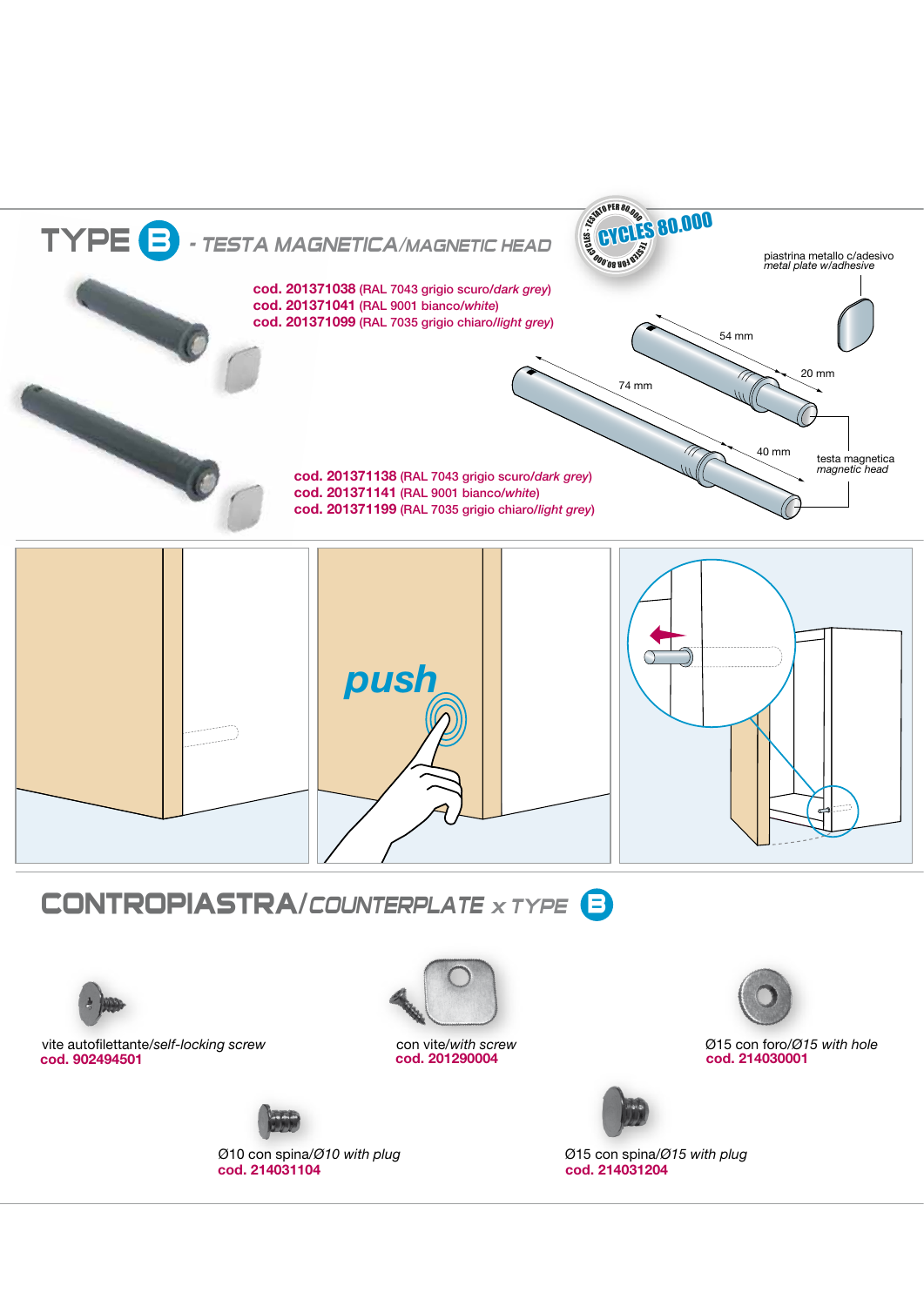# TYPE B - *TESTA MAGNETICA/MAGNETIC HEAD*

TESTATO PER 80.000 CYCLES - TESTED FOR 80.000 CYCLES

**CYCLES 80.000**

**cod. 201371038** (RAL 7043 grigio scuro/*dark grey*)
**cod. 201371041** (RAL 9001 bianco/*white*)
**cod. 201371099** (RAL 7035 grigio chiaro/*light grey*)

**cod. 201371138** (RAL 7043 grigio scuro/*dark grey*)
**cod. 201371141** (RAL 9001 bianco/*white*)
**cod. 201371199** (RAL 7035 grigio chiaro/*light grey*)

piastrina metallo c/adesivo
*metal plate w/adhesive*

54 mm

20 mm

74 mm

40 mm

testa magnetica
*magnetic head*

push

## CONTROPIASTRA/*COUNTERPLATE x TYPE* B

vite autofilettante/*self-locking screw*
**cod. 902494501**

con vite/*with screw*
**cod. 201290004**

Ø15 con foro/*Ø15 with hole*
**cod. 214030001**

Ø10 con spina/*Ø10 with plug*
**cod. 214031104**

Ø15 con spina/*Ø15 with plug*
**cod. 214031204**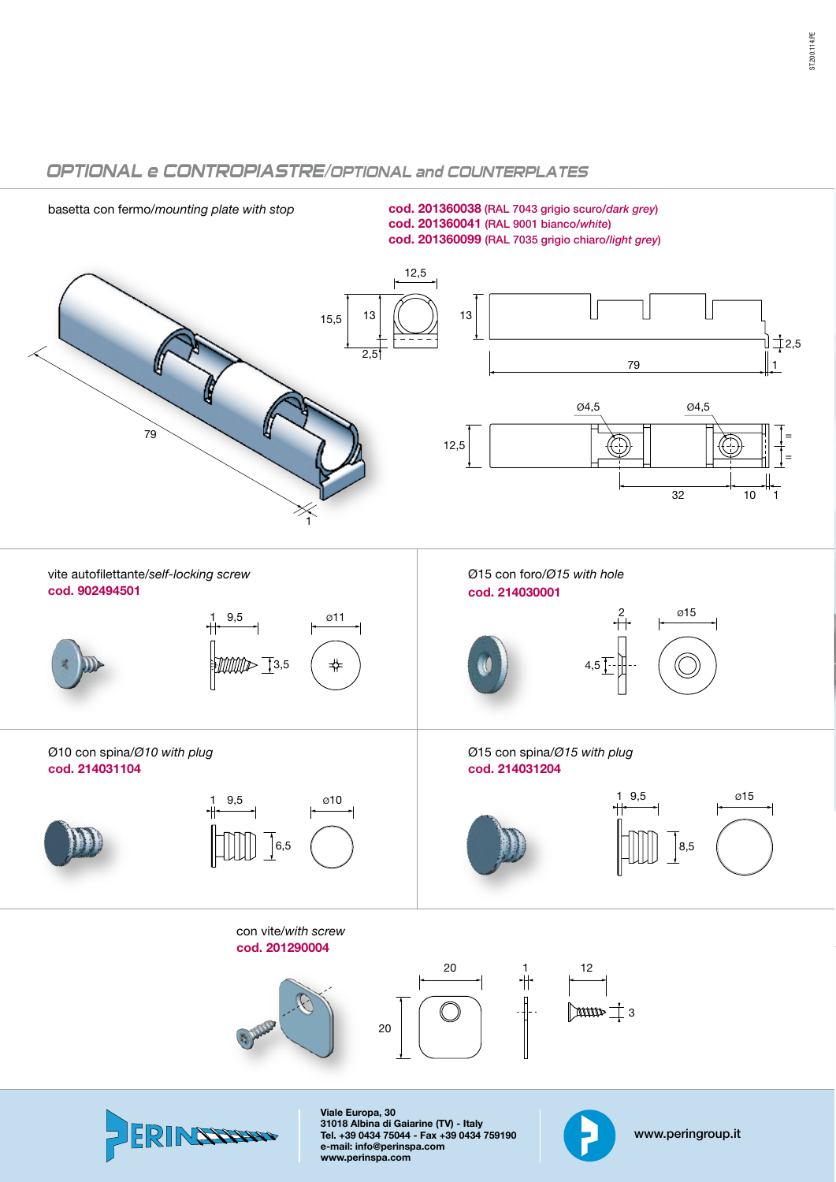## OPTIONAL e CONTROPIASTRE/*OPTIONAL and COUNTERPLATES*

basetta con fermo/*mounting plate with stop*

**cod. 201360038** (RAL 7043 grigio scuro/*dark grey*)
**cod. 201360041** (RAL 9001 bianco/*white*)
**cod. 201360099** (RAL 7035 grigio chiaro/*light grey*)

vite autofilettante/*self-locking screw*
**cod. 902494501**

Ø15 con foro/*Ø15 with hole*
**cod. 214030001**

Ø10 con spina/*Ø10 with plug*
**cod. 214031104**

Ø15 con spina/*Ø15 with plug*
**cod. 214031204**

con vite/*with screw*
**cod. 201290004**

**Viale Europa, 30**
**31018 Albina di Gaiarine (TV) - Italy**
**Tel. +39 0434 75044 - Fax +39 0434 759190**
**e-mail: info@perinspa.com**
**www.perinspa.com**

www.peringroup.it